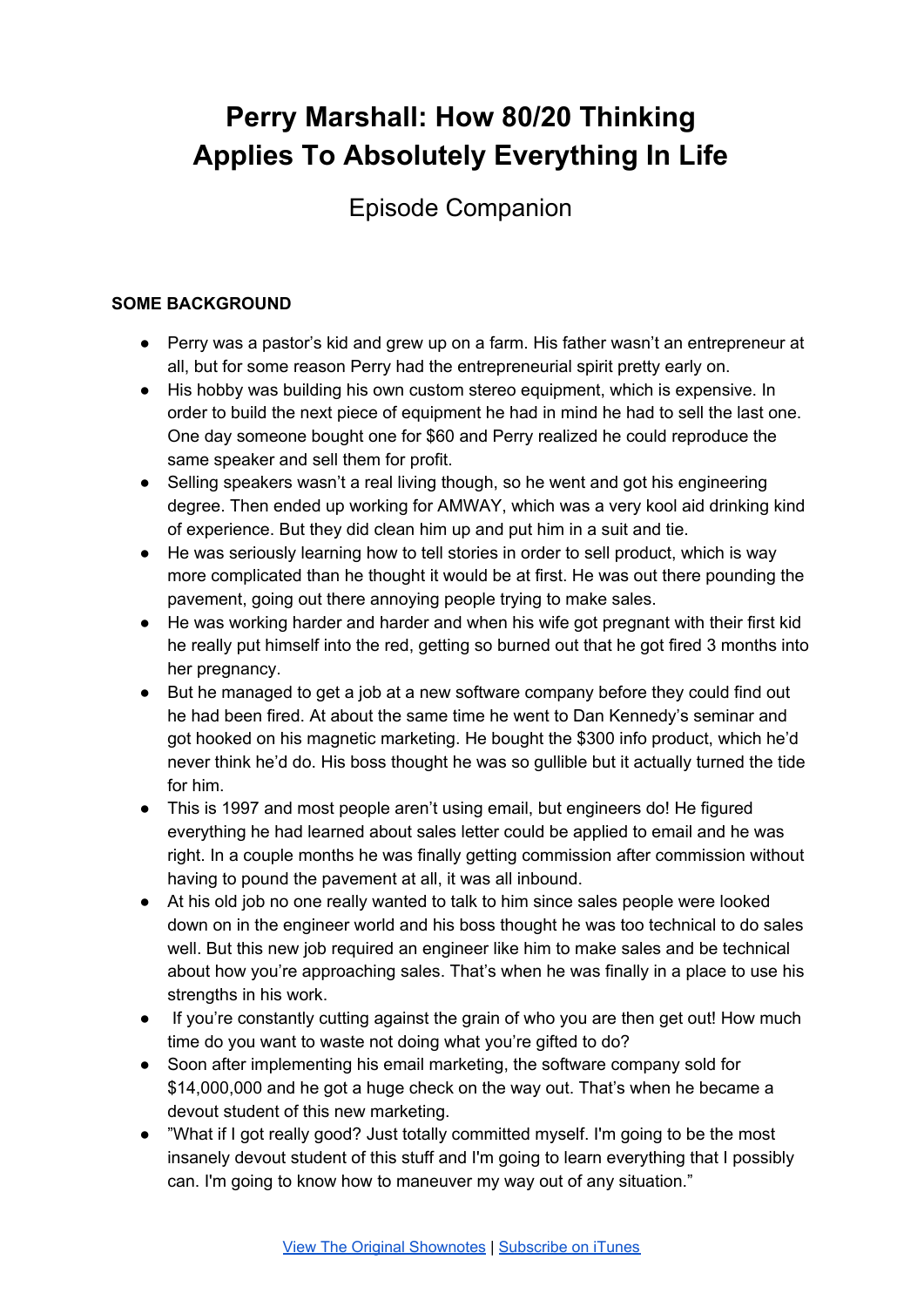# Perry Marshall: How 80/20 Thinking Applies To Absolutely Everything In Life

Episode Companion

**SOME BACKGROUND**

- Perry was a pastor's kid and grew up on a farm. His father wasn't an entrepreneur at all, but for some reason Perry had the entrepreneurial spirit pretty early on.
- His hobby was building his own custom stereo equipment, which is expensive. In order to build the next piece of equipment he had in mind he had to sell the last one. One day someone bought one for $60 and Perry realized he could reproduce the same speaker and sell them for profit.
- Selling speakers wasn't a real living though, so he went and got his engineering degree. Then ended up working for AMWAY, which was a very kool aid drinking kind of experience. But they did clean him up and put him in a suit and tie.
- He was seriously learning how to tell stories in order to sell product, which is way more complicated than he thought it would be at first. He was out there pounding the pavement, going out there annoying people trying to make sales.
- He was working harder and harder and when his wife got pregnant with their first kid he really put himself into the red, getting so burned out that he got fired 3 months into her pregnancy.
- But he managed to get a job at a new software company before they could find out he had been fired. At about the same time he went to Dan Kennedy's seminar and got hooked on his magnetic marketing. He bought the $300 info product, which he'd never think he'd do. His boss thought he was so gullible but it actually turned the tide for him.
- This is 1997 and most people aren't using email, but engineers do! He figured everything he had learned about sales letter could be applied to email and he was right. In a couple months he was finally getting commission after commission without having to pound the pavement at all, it was all inbound.
- At his old job no one really wanted to talk to him since sales people were looked down on in the engineer world and his boss thought he was too technical to do sales well. But this new job required an engineer like him to make sales and be technical about how you're approaching sales. That's when he was finally in a place to use his strengths in his work.
- If you're constantly cutting against the grain of who you are then get out! How much time do you want to waste not doing what you're gifted to do?
- Soon after implementing his email marketing, the software company sold for $14,000,000 and he got a huge check on the way out. That's when he became a devout student of this new marketing.
- "What if I got really good? Just totally committed myself. I'm going to be the most insanely devout student of this stuff and I'm going to learn everything that I possibly can. I'm going to know how to maneuver my way out of any situation."

View The Original Shownotes | Subscribe on iTunes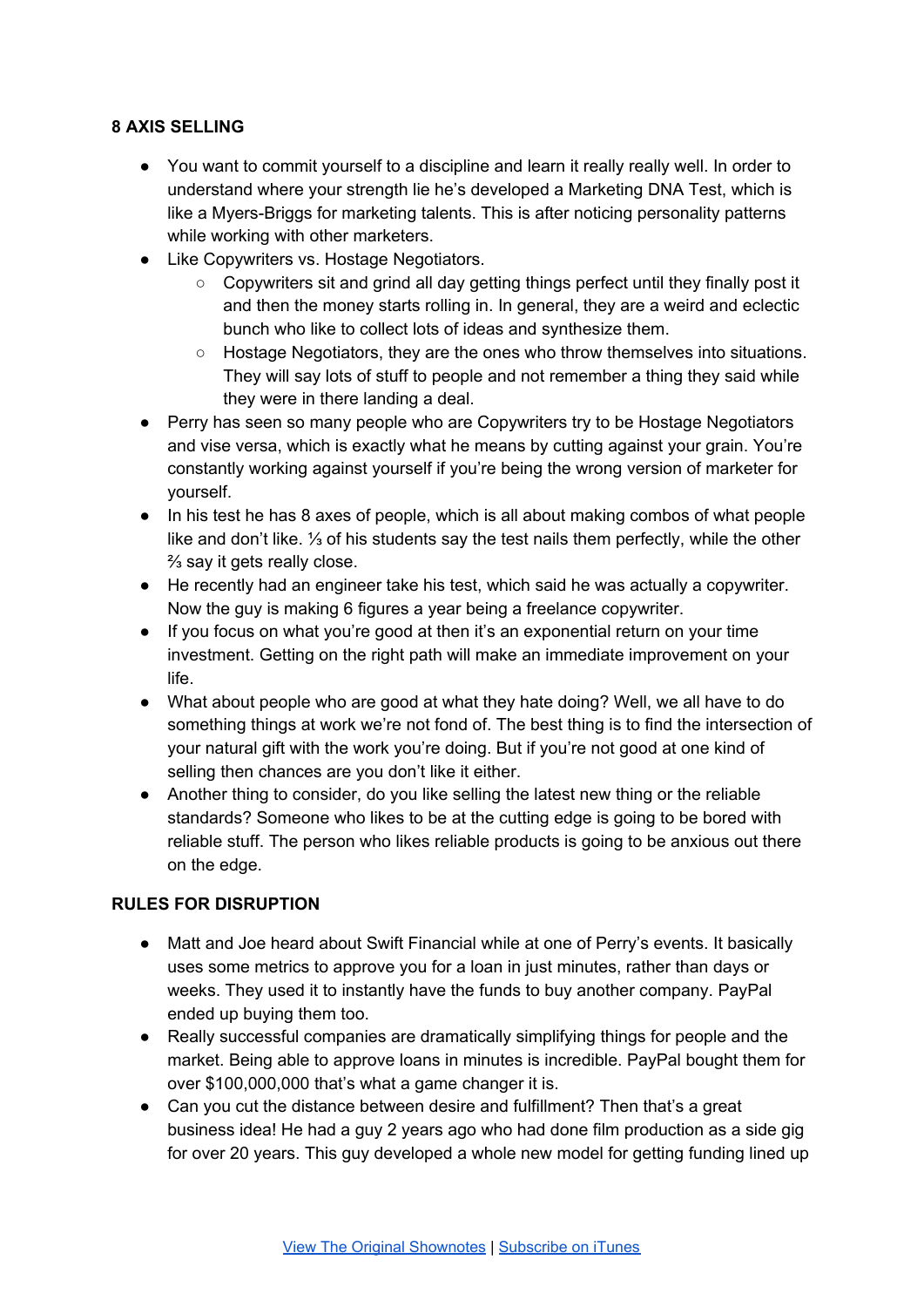**8 AXIS SELLING**

- You want to commit yourself to a discipline and learn it really really well. In order to understand where your strength lie he's developed a Marketing DNA Test, which is like a Myers-Briggs for marketing talents. This is after noticing personality patterns while working with other marketers.
- Like Copywriters vs. Hostage Negotiators.
    - Copywriters sit and grind all day getting things perfect until they finally post it and then the money starts rolling in. In general, they are a weird and eclectic bunch who like to collect lots of ideas and synthesize them.
    - Hostage Negotiators, they are the ones who throw themselves into situations. They will say lots of stuff to people and not remember a thing they said while they were in there landing a deal.
- Perry has seen so many people who are Copywriters try to be Hostage Negotiators and vise versa, which is exactly what he means by cutting against your grain. You're constantly working against yourself if you're being the wrong version of marketer for yourself.
- In his test he has 8 axes of people, which is all about making combos of what people like and don't like. ⅓ of his students say the test nails them perfectly, while the other ⅔ say it gets really close.
- He recently had an engineer take his test, which said he was actually a copywriter. Now the guy is making 6 figures a year being a freelance copywriter.
- If you focus on what you're good at then it's an exponential return on your time investment. Getting on the right path will make an immediate improvement on your life.
- What about people who are good at what they hate doing? Well, we all have to do something things at work we're not fond of. The best thing is to find the intersection of your natural gift with the work you're doing. But if you're not good at one kind of selling then chances are you don't like it either.
- Another thing to consider, do you like selling the latest new thing or the reliable standards? Someone who likes to be at the cutting edge is going to be bored with reliable stuff. The person who likes reliable products is going to be anxious out there on the edge.

**RULES FOR DISRUPTION**

- Matt and Joe heard about Swift Financial while at one of Perry's events. It basically uses some metrics to approve you for a loan in just minutes, rather than days or weeks. They used it to instantly have the funds to buy another company. PayPal ended up buying them too.
- Really successful companies are dramatically simplifying things for people and the market. Being able to approve loans in minutes is incredible. PayPal bought them for over $100,000,000 that's what a game changer it is.
- Can you cut the distance between desire and fulfillment? Then that's a great business idea! He had a guy 2 years ago who had done film production as a side gig for over 20 years. This guy developed a whole new model for getting funding lined up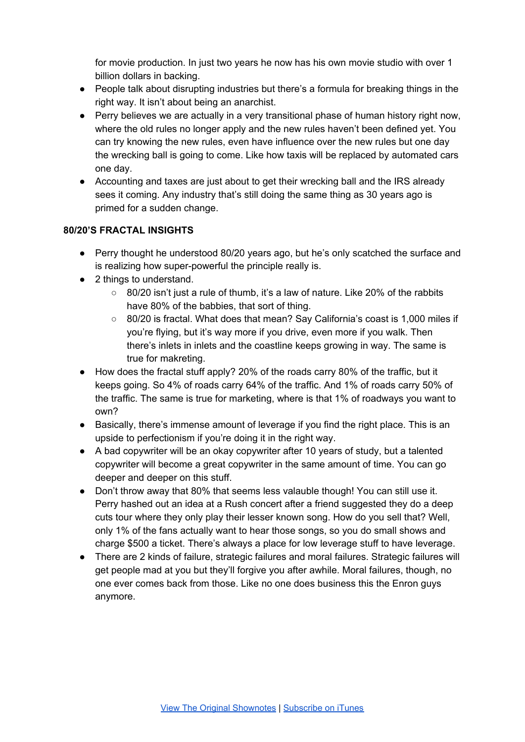for movie production. In just two years he now has his own movie studio with over 1 billion dollars in backing.

- People talk about disrupting industries but there's a formula for breaking things in the right way. It isn't about being an anarchist.
- Perry believes we are actually in a very transitional phase of human history right now, where the old rules no longer apply and the new rules haven't been defined yet. You can try knowing the new rules, even have influence over the new rules but one day the wrecking ball is going to come. Like how taxis will be replaced by automated cars one day.
- Accounting and taxes are just about to get their wrecking ball and the IRS already sees it coming. Any industry that's still doing the same thing as 30 years ago is primed for a sudden change.

**80/20'S FRACTAL INSIGHTS**

- Perry thought he understood 80/20 years ago, but he's only scatched the surface and is realizing how super-powerful the principle really is.
- 2 things to understand.
  - 80/20 isn't just a rule of thumb, it's a law of nature. Like 20% of the rabbits have 80% of the babbies, that sort of thing.
  - 80/20 is fractal. What does that mean? Say California's coast is 1,000 miles if you're flying, but it's way more if you drive, even more if you walk. Then there's inlets in inlets and the coastline keeps growing in way. The same is true for makreting.
- How does the fractal stuff apply? 20% of the roads carry 80% of the traffic, but it keeps going. So 4% of roads carry 64% of the traffic. And 1% of roads carry 50% of the traffic. The same is true for marketing, where is that 1% of roadways you want to own?
- Basically, there's immense amount of leverage if you find the right place. This is an upside to perfectionism if you're doing it in the right way.
- A bad copywriter will be an okay copywriter after 10 years of study, but a talented copywriter will become a great copywriter in the same amount of time. You can go deeper and deeper on this stuff.
- Don't throw away that 80% that seems less valauble though! You can still use it. Perry hashed out an idea at a Rush concert after a friend suggested they do a deep cuts tour where they only play their lesser known song. How do you sell that? Well, only 1% of the fans actually want to hear those songs, so you do small shows and charge $500 a ticket. There's always a place for low leverage stuff to have leverage.
- There are 2 kinds of failure, strategic failures and moral failures. Strategic failures will get people mad at you but they'll forgive you after awhile. Moral failures, though, no one ever comes back from those. Like no one does business this the Enron guys anymore.

View The Original Shownotes | Subscribe on iTunes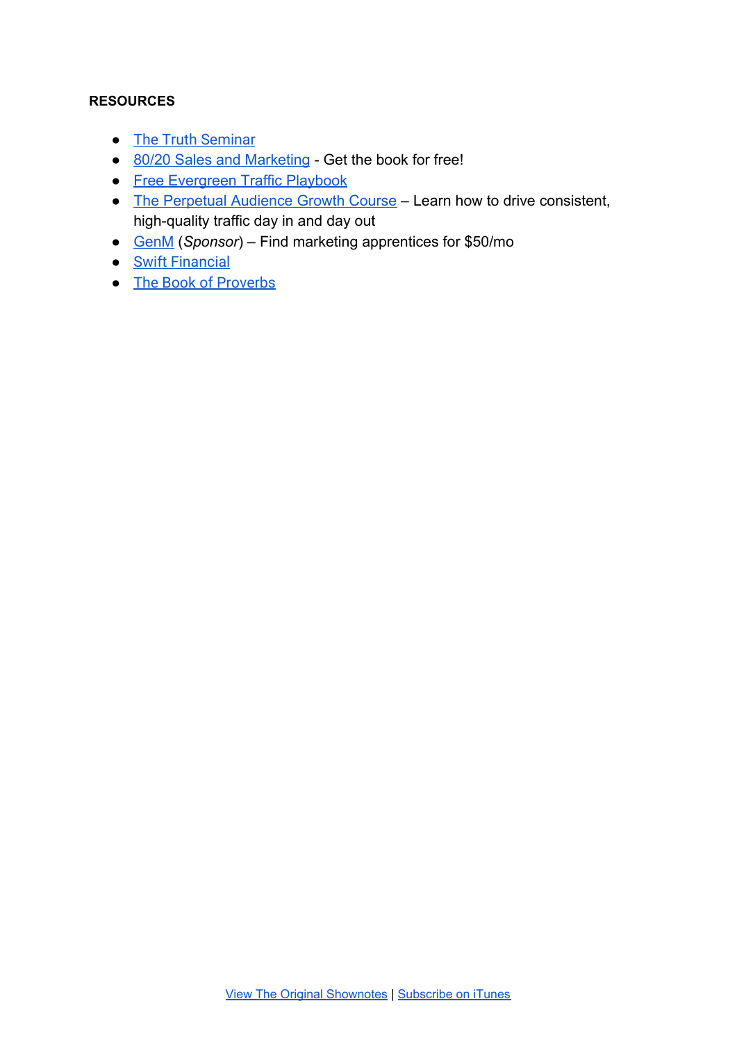**RESOURCES**

- The Truth Seminar
- 80/20 Sales and Marketing - Get the book for free!
- Free Evergreen Traffic Playbook
- The Perpetual Audience Growth Course – Learn how to drive consistent, high-quality traffic day in and day out
- GenM (*Sponsor*) – Find marketing apprentices for $50/mo
- Swift Financial
- The Book of Proverbs

View The Original Shownotes | Subscribe on iTunes